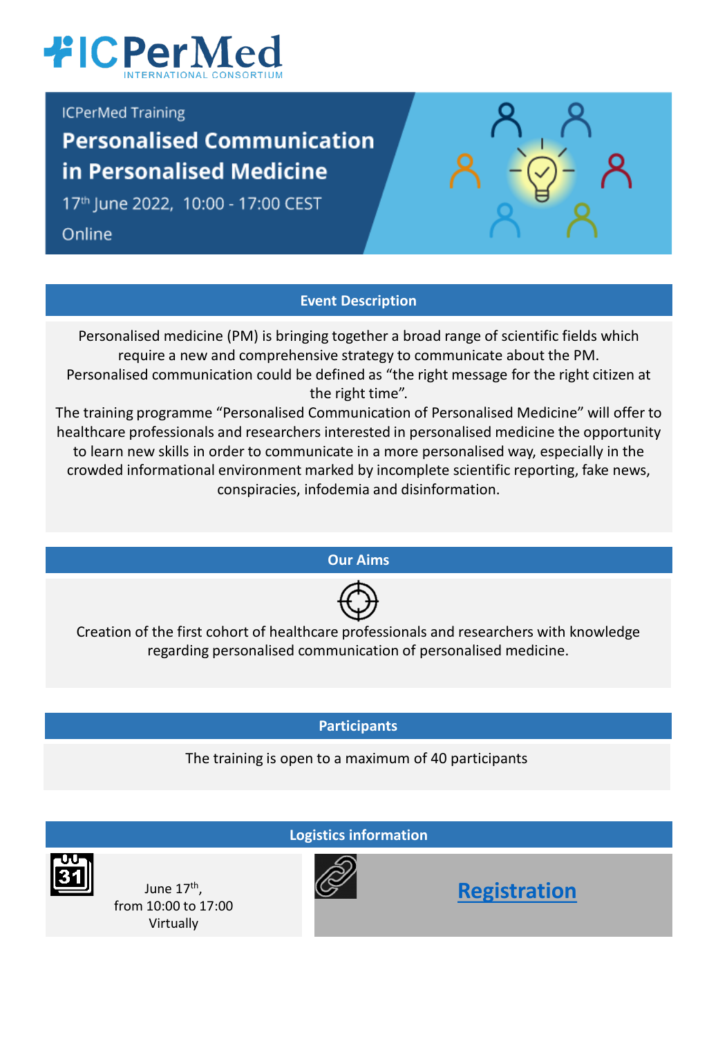# ICPerMed

INTERNATIONAL CONSORTIUM

ICPerMed Training

## Personalised Communication in Personalised Medicine

17th June 2022, 10:00 - 17:00 CEST

Online

## Event Description

Personalised medicine (PM) is bringing together a broad range of scientific fields which require a new and comprehensive strategy to communicate about the PM.
Personalised communication could be defined as "the right message for the right citizen at the right time".
The training programme "Personalised Communication of Personalised Medicine" will offer to healthcare professionals and researchers interested in personalised medicine the opportunity to learn new skills in order to communicate in a more personalised way, especially in the crowded informational environment marked by incomplete scientific reporting, fake news, conspiracies, infodemia and disinformation.

## Our Aims

Creation of the first cohort of healthcare professionals and researchers with knowledge regarding personalised communication of personalised medicine.

## Participants

The training is open to a maximum of 40 participants

## Logistics information

June 17th,
from 10:00 to 17:00
Virtually

**Registration**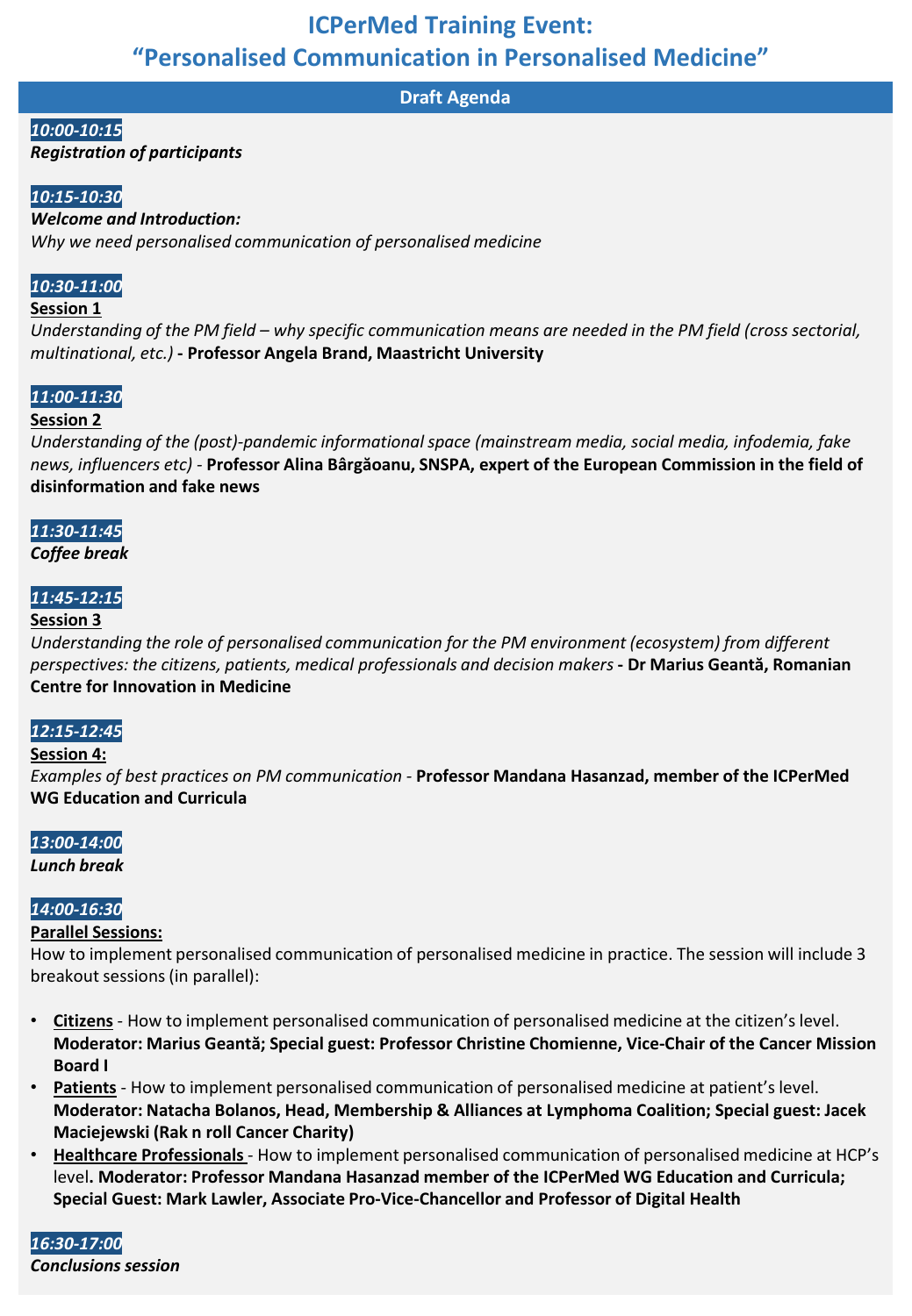# ICPerMed Training Event: "Personalised Communication in Personalised Medicine"

## Draft Agenda

***10:00-10:15***
***Registration of participants***

***10:15-10:30***
***Welcome and Introduction:***
*Why we need personalised communication of personalised medicine*

***10:30-11:00***
**Session 1**
*Understanding of the PM field – why specific communication means are needed in the PM field (cross sectorial, multinational, etc.)* **- Professor Angela Brand, Maastricht University**

***11:00-11:30***
**Session 2**
*Understanding of the (post)-pandemic informational space (mainstream media, social media, infodemia, fake news, influencers etc)* - **Professor Alina Bârgăoanu, SNSPA, expert of the European Commission in the field of disinformation and fake news**

***11:30-11:45***
***Coffee break***

***11:45-12:15***
**Session 3**
*Understanding the role of personalised communication for the PM environment (ecosystem) from different perspectives: the citizens, patients, medical professionals and decision makers* **- Dr Marius Geantă, Romanian Centre for Innovation in Medicine**

***12:15-12:45***
**Session 4:**
*Examples of best practices on PM communication* - **Professor Mandana Hasanzad, member of the ICPerMed WG Education and Curricula**

***13:00-14:00***
***Lunch break***

***14:00-16:30***
**Parallel Sessions:**
How to implement personalised communication of personalised medicine in practice. The session will include 3 breakout sessions (in parallel):

- **Citizens** - How to implement personalised communication of personalised medicine at the citizen's level. **Moderator: Marius Geantă; Special guest: Professor Christine Chomienne, Vice-Chair of the Cancer Mission Board I**
- **Patients** - How to implement personalised communication of personalised medicine at patient's level. **Moderator: Natacha Bolanos, Head, Membership & Alliances at Lymphoma Coalition; Special guest: Jacek Maciejewski (Rak n roll Cancer Charity)**
- **Healthcare Professionals** - How to implement personalised communication of personalised medicine at HCP's level**. Moderator: Professor Mandana Hasanzad member of the ICPerMed WG Education and Curricula; Special Guest: Mark Lawler, Associate Pro-Vice-Chancellor and Professor of Digital Health**

***16:30-17:00***
***Conclusions session***